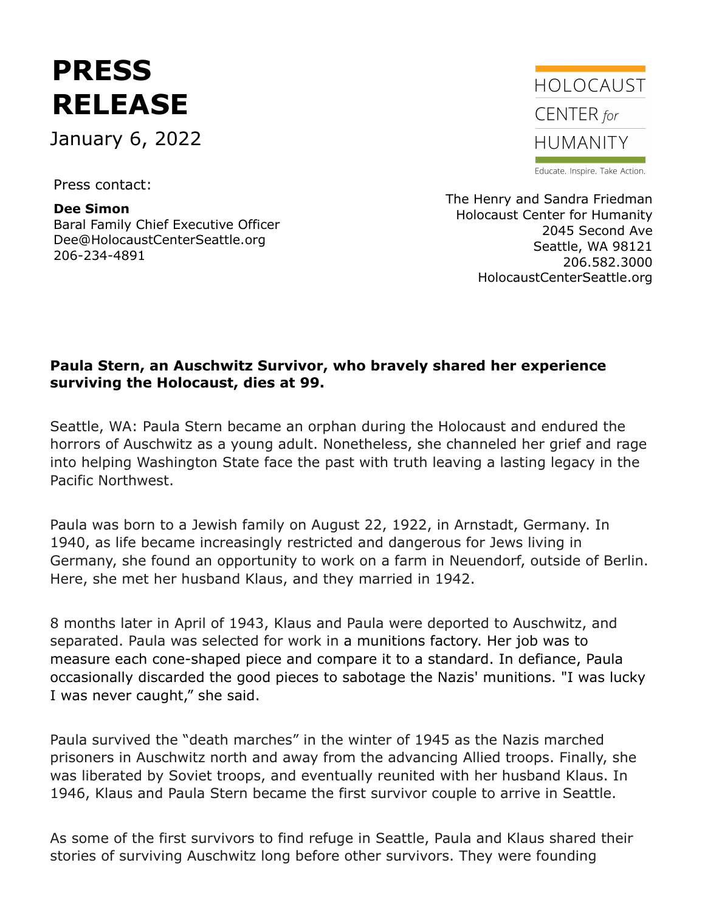# PRESS RELEASE

January 6, 2022

Press contact:

**Dee Simon**
Baral Family Chief Executive Officer
Dee@HolocaustCenterSeattle.org
206-234-4891

HOLOCAUST CENTER *for* HUMANITY

Educate. Inspire. Take Action.

The Henry and Sandra Friedman
Holocaust Center for Humanity
2045 Second Ave
Seattle, WA 98121
206.582.3000
HolocaustCenterSeattle.org

**Paula Stern, an Auschwitz Survivor, who bravely shared her experience surviving the Holocaust, dies at 99.**

Seattle, WA: Paula Stern became an orphan during the Holocaust and endured the horrors of Auschwitz as a young adult. Nonetheless, she channeled her grief and rage into helping Washington State face the past with truth leaving a lasting legacy in the Pacific Northwest.

Paula was born to a Jewish family on August 22, 1922, in Arnstadt, Germany. In 1940, as life became increasingly restricted and dangerous for Jews living in Germany, she found an opportunity to work on a farm in Neuendorf, outside of Berlin. Here, she met her husband Klaus, and they married in 1942.

8 months later in April of 1943, Klaus and Paula were deported to Auschwitz, and separated. Paula was selected for work in a munitions factory. Her job was to measure each cone-shaped piece and compare it to a standard. In defiance, Paula occasionally discarded the good pieces to sabotage the Nazis' munitions. "I was lucky I was never caught," she said.

Paula survived the "death marches" in the winter of 1945 as the Nazis marched prisoners in Auschwitz north and away from the advancing Allied troops. Finally, she was liberated by Soviet troops, and eventually reunited with her husband Klaus. In 1946, Klaus and Paula Stern became the first survivor couple to arrive in Seattle.

As some of the first survivors to find refuge in Seattle, Paula and Klaus shared their stories of surviving Auschwitz long before other survivors. They were founding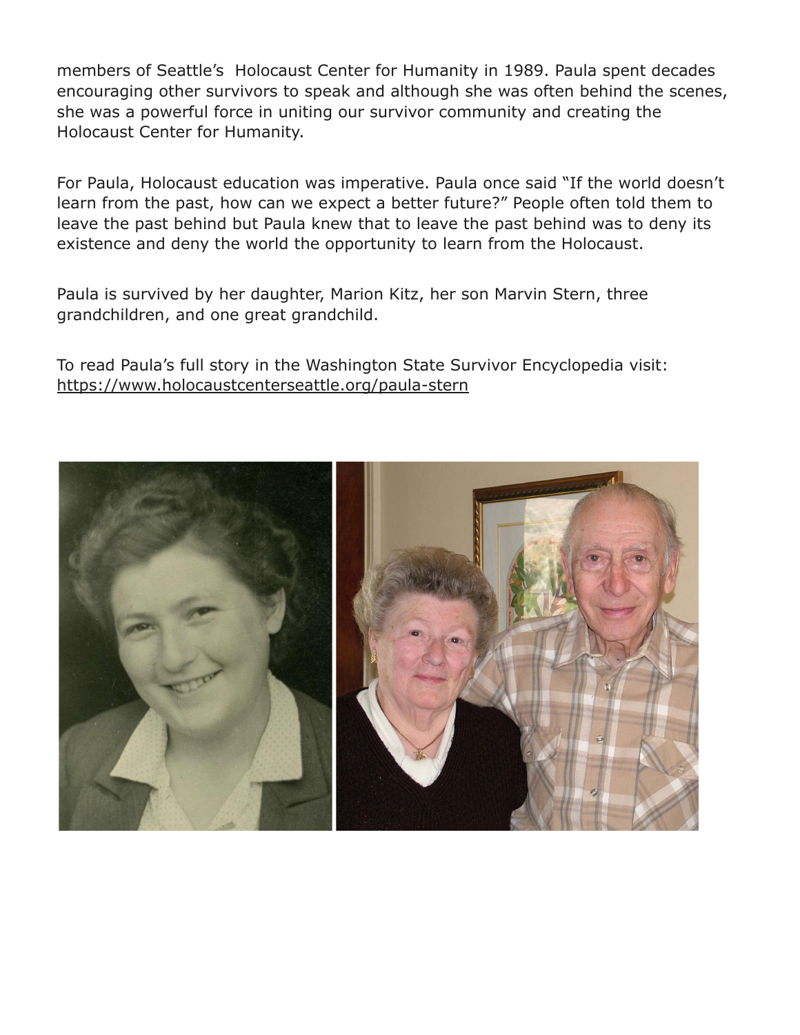members of Seattle's  Holocaust Center for Humanity in 1989. Paula spent decades encouraging other survivors to speak and although she was often behind the scenes, she was a powerful force in uniting our survivor community and creating the Holocaust Center for Humanity.

For Paula, Holocaust education was imperative. Paula once said "If the world doesn't learn from the past, how can we expect a better future?" People often told them to leave the past behind but Paula knew that to leave the past behind was to deny its existence and deny the world the opportunity to learn from the Holocaust.

Paula is survived by her daughter, Marion Kitz, her son Marvin Stern, three grandchildren, and one great grandchild.

To read Paula's full story in the Washington State Survivor Encyclopedia visit: https://www.holocaustcenterseattle.org/paula-stern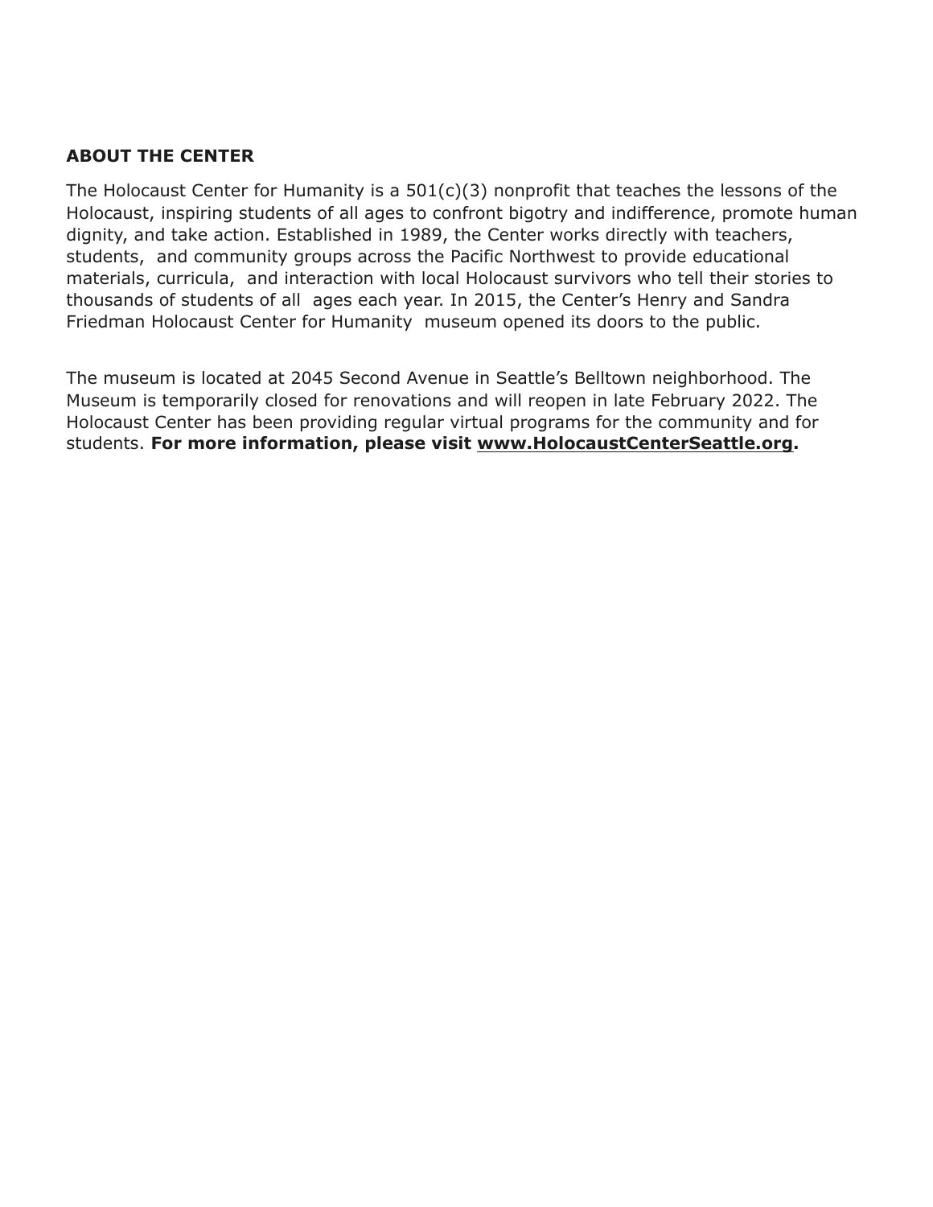## ABOUT THE CENTER

The Holocaust Center for Humanity is a 501(c)(3) nonprofit that teaches the lessons of the Holocaust, inspiring students of all ages to confront bigotry and indifference, promote human dignity, and take action. Established in 1989, the Center works directly with teachers, students, and community groups across the Pacific Northwest to provide educational materials, curricula, and interaction with local Holocaust survivors who tell their stories to thousands of students of all ages each year. In 2015, the Center's Henry and Sandra Friedman Holocaust Center for Humanity museum opened its doors to the public.

The museum is located at 2045 Second Avenue in Seattle's Belltown neighborhood. The Museum is temporarily closed for renovations and will reopen in late February 2022. The Holocaust Center has been providing regular virtual programs for the community and for students. **For more information, please visit www.HolocaustCenterSeattle.org.**